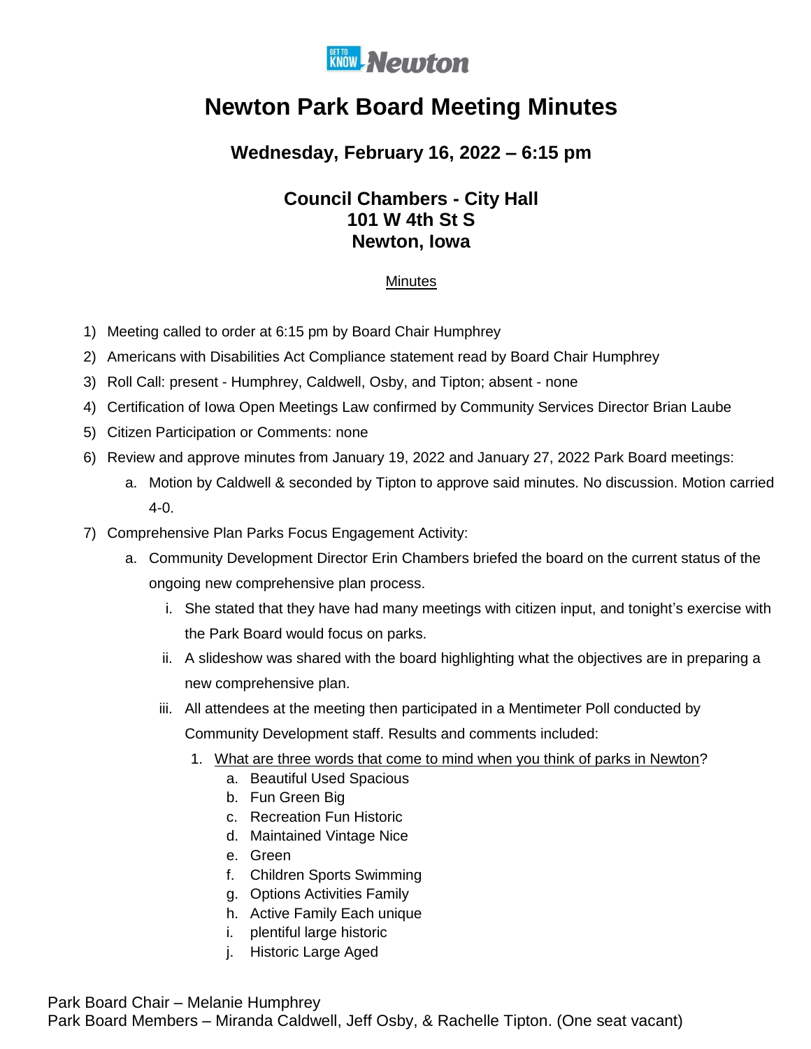# Newton Park Board Meeting Minutes

## Wednesday, February 16, 2022 – 6:15 pm

### Council Chambers - City Hall
### 101 W 4th St S
### Newton, Iowa

<u>Minutes</u>

1) Meeting called to order at 6:15 pm by Board Chair Humphrey
2) Americans with Disabilities Act Compliance statement read by Board Chair Humphrey
3) Roll Call: present - Humphrey, Caldwell, Osby, and Tipton; absent - none
4) Certification of Iowa Open Meetings Law confirmed by Community Services Director Brian Laube
5) Citizen Participation or Comments: none
6) Review and approve minutes from January 19, 2022 and January 27, 2022 Park Board meetings:
   a. Motion by Caldwell & seconded by Tipton to approve said minutes. No discussion. Motion carried 4-0.
7) Comprehensive Plan Parks Focus Engagement Activity:
   a. Community Development Director Erin Chambers briefed the board on the current status of the ongoing new comprehensive plan process.
      i. She stated that they have had many meetings with citizen input, and tonight's exercise with the Park Board would focus on parks.
      ii. A slideshow was shared with the board highlighting what the objectives are in preparing a new comprehensive plan.
      iii. All attendees at the meeting then participated in a Mentimeter Poll conducted by Community Development staff. Results and comments included:
         1. <u>What are three words that come to mind when you think of parks in Newton</u>?
            a. Beautiful Used Spacious
            b. Fun Green Big
            c. Recreation Fun Historic
            d. Maintained Vintage Nice
            e. Green
            f. Children Sports Swimming
            g. Options Activities Family
            h. Active Family Each unique
            i. plentiful large historic
            j. Historic Large Aged

Park Board Chair – Melanie Humphrey
Park Board Members – Miranda Caldwell, Jeff Osby, & Rachelle Tipton. (One seat vacant)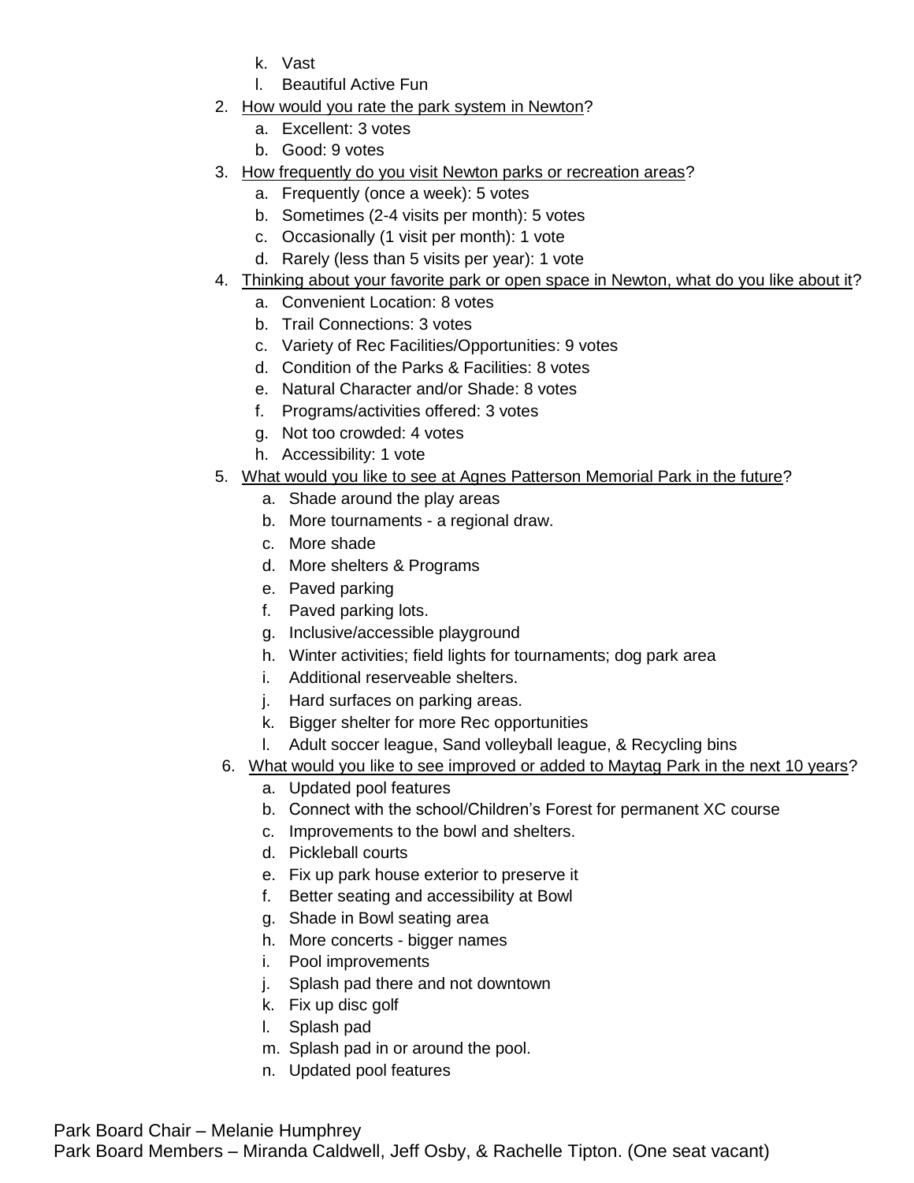k. Vast
   l. Beautiful Active Fun

2. <u>How would you rate the park system in Newton</u>?
   a. Excellent: 3 votes
   b. Good: 9 votes
3. <u>How frequently do you visit Newton parks or recreation areas</u>?
   a. Frequently (once a week): 5 votes
   b. Sometimes (2-4 visits per month): 5 votes
   c. Occasionally (1 visit per month): 1 vote
   d. Rarely (less than 5 visits per year): 1 vote
4. <u>Thinking about your favorite park or open space in Newton, what do you like about it</u>?
   a. Convenient Location: 8 votes
   b. Trail Connections: 3 votes
   c. Variety of Rec Facilities/Opportunities: 9 votes
   d. Condition of the Parks & Facilities: 8 votes
   e. Natural Character and/or Shade: 8 votes
   f. Programs/activities offered: 3 votes
   g. Not too crowded: 4 votes
   h. Accessibility: 1 vote
5. <u>What would you like to see at Agnes Patterson Memorial Park in the future</u>?
   a. Shade around the play areas
   b. More tournaments - a regional draw.
   c. More shade
   d. More shelters & Programs
   e. Paved parking
   f. Paved parking lots.
   g. Inclusive/accessible playground
   h. Winter activities; field lights for tournaments; dog park area
   i. Additional reserveable shelters.
   j. Hard surfaces on parking areas.
   k. Bigger shelter for more Rec opportunities
   l. Adult soccer league, Sand volleyball league, & Recycling bins
6. <u>What would you like to see improved or added to Maytag Park in the next 10 years</u>?
   a. Updated pool features
   b. Connect with the school/Children's Forest for permanent XC course
   c. Improvements to the bowl and shelters.
   d. Pickleball courts
   e. Fix up park house exterior to preserve it
   f. Better seating and accessibility at Bowl
   g. Shade in Bowl seating area
   h. More concerts - bigger names
   i. Pool improvements
   j. Splash pad there and not downtown
   k. Fix up disc golf
   l. Splash pad
   m. Splash pad in or around the pool.
   n. Updated pool features

Park Board Chair – Melanie Humphrey
Park Board Members – Miranda Caldwell, Jeff Osby, & Rachelle Tipton. (One seat vacant)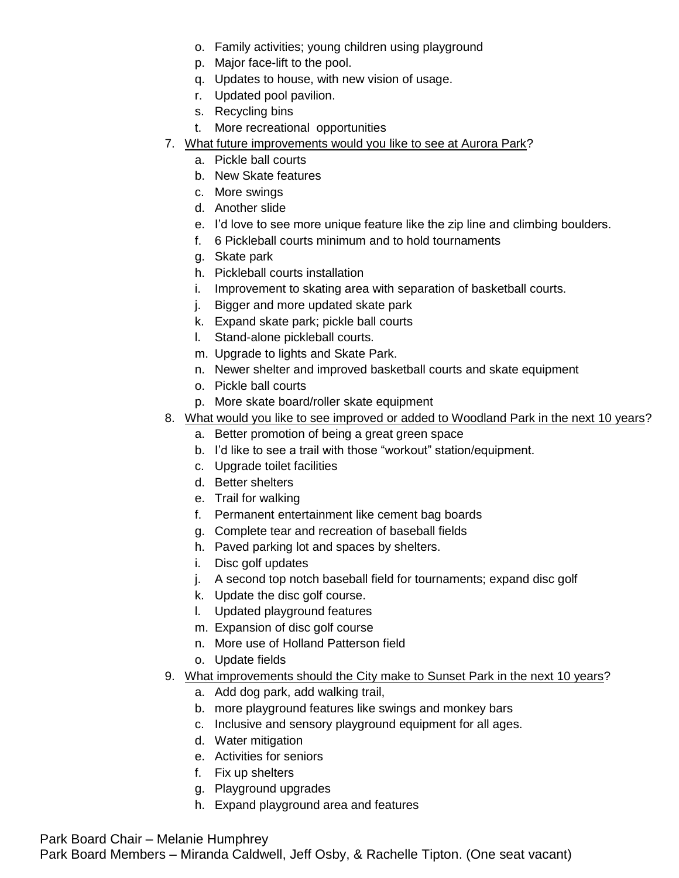o. Family activities; young children using playground
   p. Major face-lift to the pool.
   q. Updates to house, with new vision of usage.
   r. Updated pool pavilion.
   s. Recycling bins
   t. More recreational opportunities

7. <u>What future improvements would you like to see at Aurora Park</u>?
   a. Pickle ball courts
   b. New Skate features
   c. More swings
   d. Another slide
   e. I'd love to see more unique feature like the zip line and climbing boulders.
   f. 6 Pickleball courts minimum and to hold tournaments
   g. Skate park
   h. Pickleball courts installation
   i. Improvement to skating area with separation of basketball courts.
   j. Bigger and more updated skate park
   k. Expand skate park; pickle ball courts
   l. Stand-alone pickleball courts.
   m. Upgrade to lights and Skate Park.
   n. Newer shelter and improved basketball courts and skate equipment
   o. Pickle ball courts
   p. More skate board/roller skate equipment

8. <u>What would you like to see improved or added to Woodland Park in the next 10 years</u>?
   a. Better promotion of being a great green space
   b. I'd like to see a trail with those "workout" station/equipment.
   c. Upgrade toilet facilities
   d. Better shelters
   e. Trail for walking
   f. Permanent entertainment like cement bag boards
   g. Complete tear and recreation of baseball fields
   h. Paved parking lot and spaces by shelters.
   i. Disc golf updates
   j. A second top notch baseball field for tournaments; expand disc golf
   k. Update the disc golf course.
   l. Updated playground features
   m. Expansion of disc golf course
   n. More use of Holland Patterson field
   o. Update fields

9. <u>What improvements should the City make to Sunset Park in the next 10 years</u>?
   a. Add dog park, add walking trail,
   b. more playground features like swings and monkey bars
   c. Inclusive and sensory playground equipment for all ages.
   d. Water mitigation
   e. Activities for seniors
   f. Fix up shelters
   g. Playground upgrades
   h. Expand playground area and features

Park Board Chair – Melanie Humphrey
Park Board Members – Miranda Caldwell, Jeff Osby, & Rachelle Tipton. (One seat vacant)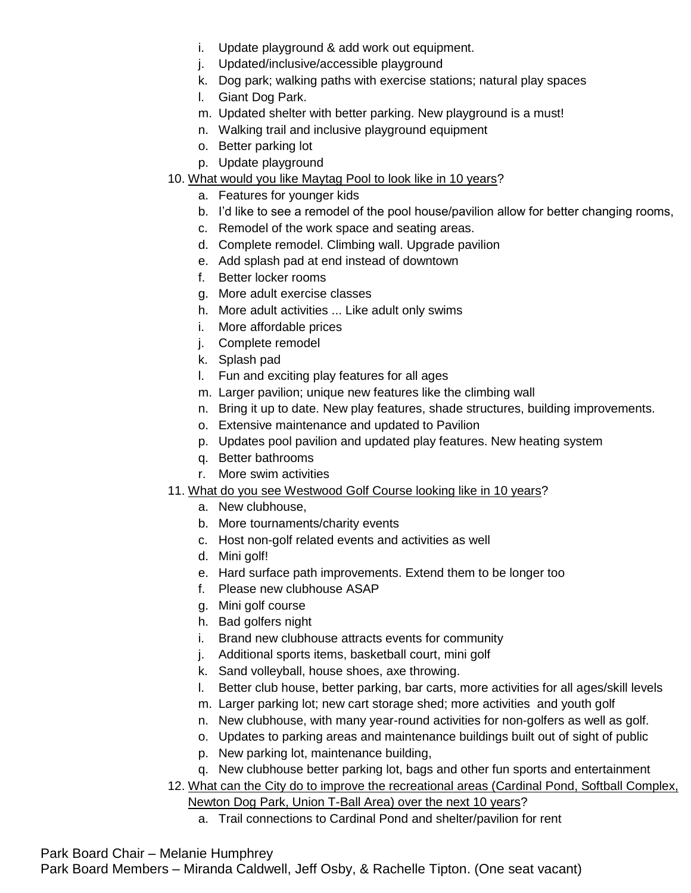i. Update playground & add work out equipment.
   j. Updated/inclusive/accessible playground
   k. Dog park; walking paths with exercise stations; natural play spaces
   l. Giant Dog Park.
   m. Updated shelter with better parking. New playground is a must!
   n. Walking trail and inclusive playground equipment
   o. Better parking lot
   p. Update playground

10. <u>What would you like Maytag Pool to look like in 10 years</u>?
   a. Features for younger kids
   b. I'd like to see a remodel of the pool house/pavilion allow for better changing rooms,
   c. Remodel of the work space and seating areas.
   d. Complete remodel. Climbing wall. Upgrade pavilion
   e. Add splash pad at end instead of downtown
   f. Better locker rooms
   g. More adult exercise classes
   h. More adult activities ... Like adult only swims
   i. More affordable prices
   j. Complete remodel
   k. Splash pad
   l. Fun and exciting play features for all ages
   m. Larger pavilion; unique new features like the climbing wall
   n. Bring it up to date. New play features, shade structures, building improvements.
   o. Extensive maintenance and updated to Pavilion
   p. Updates pool pavilion and updated play features. New heating system
   q. Better bathrooms
   r. More swim activities

11. <u>What do you see Westwood Golf Course looking like in 10 years</u>?
   a. New clubhouse,
   b. More tournaments/charity events
   c. Host non-golf related events and activities as well
   d. Mini golf!
   e. Hard surface path improvements. Extend them to be longer too
   f. Please new clubhouse ASAP
   g. Mini golf course
   h. Bad golfers night
   i. Brand new clubhouse attracts events for community
   j. Additional sports items, basketball court, mini golf
   k. Sand volleyball, house shoes, axe throwing.
   l. Better club house, better parking, bar carts, more activities for all ages/skill levels
   m. Larger parking lot; new cart storage shed; more activities and youth golf
   n. New clubhouse, with many year-round activities for non-golfers as well as golf.
   o. Updates to parking areas and maintenance buildings built out of sight of public
   p. New parking lot, maintenance building,
   q. New clubhouse better parking lot, bags and other fun sports and entertainment

12. <u>What can the City do to improve the recreational areas (Cardinal Pond, Softball Complex, Newton Dog Park, Union T-Ball Area) over the next 10 years</u>?
   a. Trail connections to Cardinal Pond and shelter/pavilion for rent

Park Board Chair – Melanie Humphrey
Park Board Members – Miranda Caldwell, Jeff Osby, & Rachelle Tipton. (One seat vacant)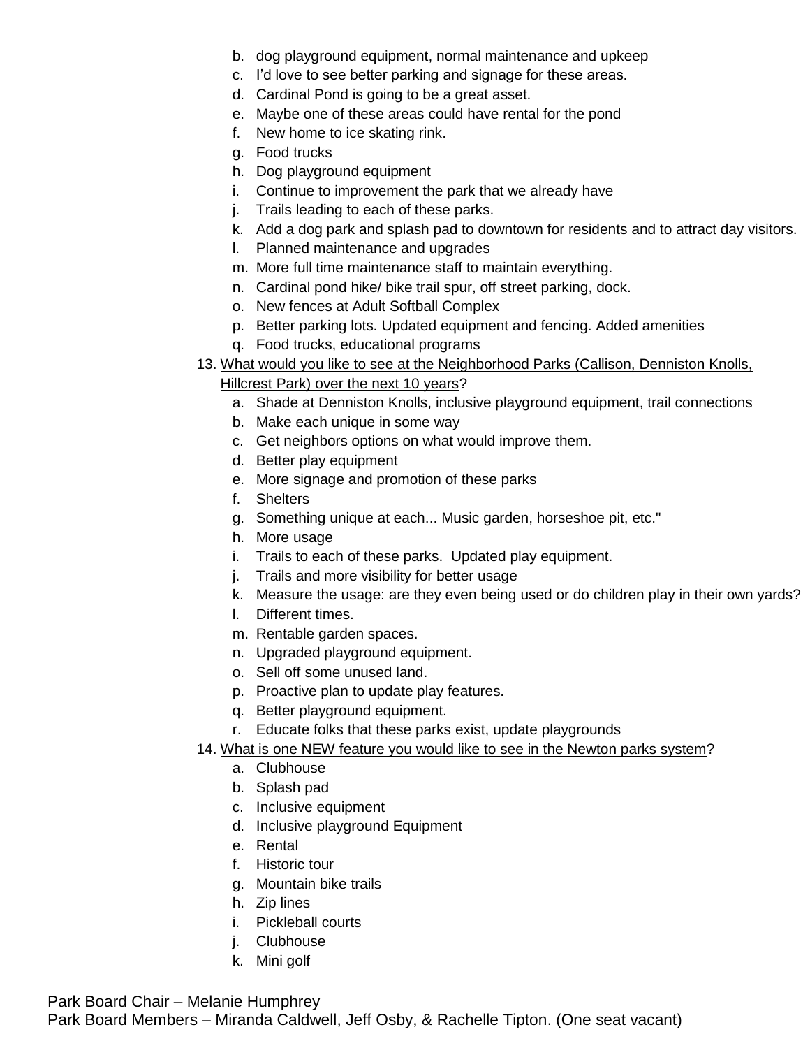b. dog playground equipment, normal maintenance and upkeep
c. I'd love to see better parking and signage for these areas.
d. Cardinal Pond is going to be a great asset.
e. Maybe one of these areas could have rental for the pond
f. New home to ice skating rink.
g. Food trucks
h. Dog playground equipment
i. Continue to improvement the park that we already have
j. Trails leading to each of these parks.
k. Add a dog park and splash pad to downtown for residents and to attract day visitors.
l. Planned maintenance and upgrades
m. More full time maintenance staff to maintain everything.
n. Cardinal pond hike/ bike trail spur, off street parking, dock.
o. New fences at Adult Softball Complex
p. Better parking lots. Updated equipment and fencing. Added amenities
q. Food trucks, educational programs

13. <u>What would you like to see at the Neighborhood Parks (Callison, Denniston Knolls, Hillcrest Park) over the next 10 years</u>?
    a. Shade at Denniston Knolls, inclusive playground equipment, trail connections
    b. Make each unique in some way
    c. Get neighbors options on what would improve them.
    d. Better play equipment
    e. More signage and promotion of these parks
    f. Shelters
    g. Something unique at each... Music garden, horseshoe pit, etc."
    h. More usage
    i. Trails to each of these parks. Updated play equipment.
    j. Trails and more visibility for better usage
    k. Measure the usage: are they even being used or do children play in their own yards?
    l. Different times.
    m. Rentable garden spaces.
    n. Upgraded playground equipment.
    o. Sell off some unused land.
    p. Proactive plan to update play features.
    q. Better playground equipment.
    r. Educate folks that these parks exist, update playgrounds

14. <u>What is one NEW feature you would like to see in the Newton parks system</u>?
    a. Clubhouse
    b. Splash pad
    c. Inclusive equipment
    d. Inclusive playground Equipment
    e. Rental
    f. Historic tour
    g. Mountain bike trails
    h. Zip lines
    i. Pickleball courts
    j. Clubhouse
    k. Mini golf

Park Board Chair – Melanie Humphrey
Park Board Members – Miranda Caldwell, Jeff Osby, & Rachelle Tipton. (One seat vacant)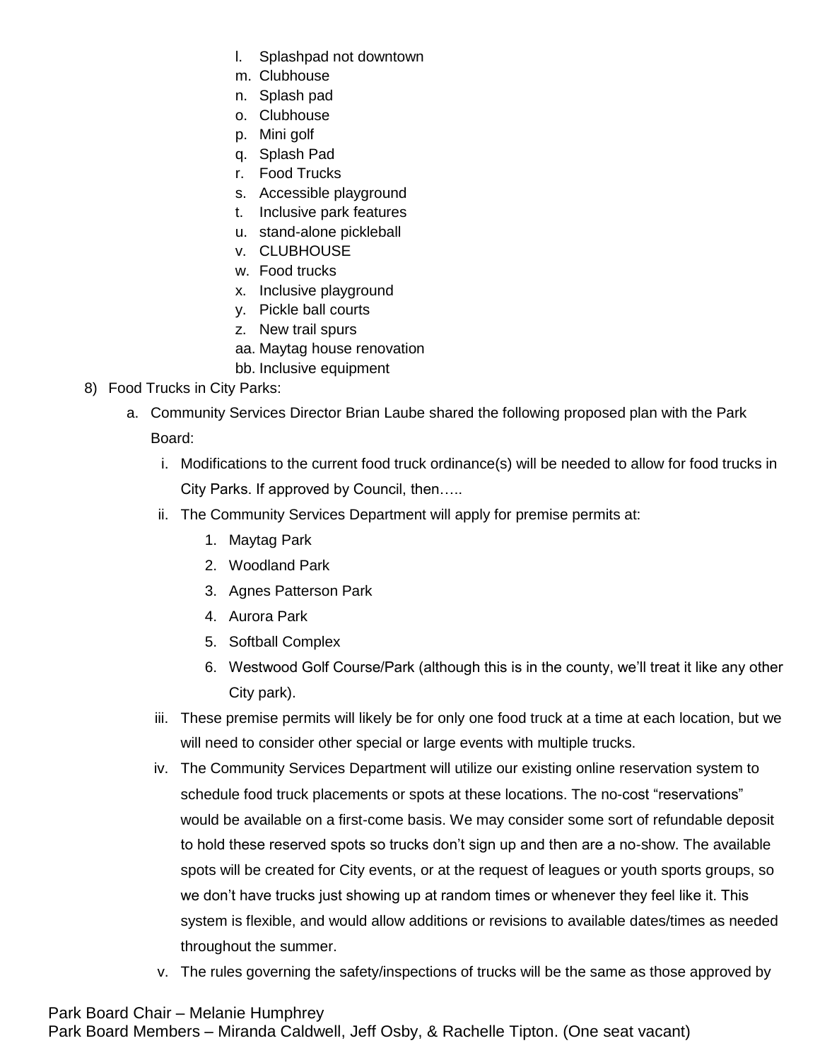l. Splashpad not downtown
m. Clubhouse
n. Splash pad
o. Clubhouse
p. Mini golf
q. Splash Pad
r. Food Trucks
s. Accessible playground
t. Inclusive park features
u. stand-alone pickleball
v. CLUBHOUSE
w. Food trucks
x. Inclusive playground
y. Pickle ball courts
z. New trail spurs
aa. Maytag house renovation
bb. Inclusive equipment

8) Food Trucks in City Parks:

a. Community Services Director Brian Laube shared the following proposed plan with the Park Board:

i. Modifications to the current food truck ordinance(s) will be needed to allow for food trucks in City Parks. If approved by Council, then…..

ii. The Community Services Department will apply for premise permits at:

1. Maytag Park
2. Woodland Park
3. Agnes Patterson Park
4. Aurora Park
5. Softball Complex
6. Westwood Golf Course/Park (although this is in the county, we'll treat it like any other City park).

iii. These premise permits will likely be for only one food truck at a time at each location, but we will need to consider other special or large events with multiple trucks.

iv. The Community Services Department will utilize our existing online reservation system to schedule food truck placements or spots at these locations. The no-cost "reservations" would be available on a first-come basis. We may consider some sort of refundable deposit to hold these reserved spots so trucks don't sign up and then are a no-show. The available spots will be created for City events, or at the request of leagues or youth sports groups, so we don't have trucks just showing up at random times or whenever they feel like it. This system is flexible, and would allow additions or revisions to available dates/times as needed throughout the summer.

v. The rules governing the safety/inspections of trucks will be the same as those approved by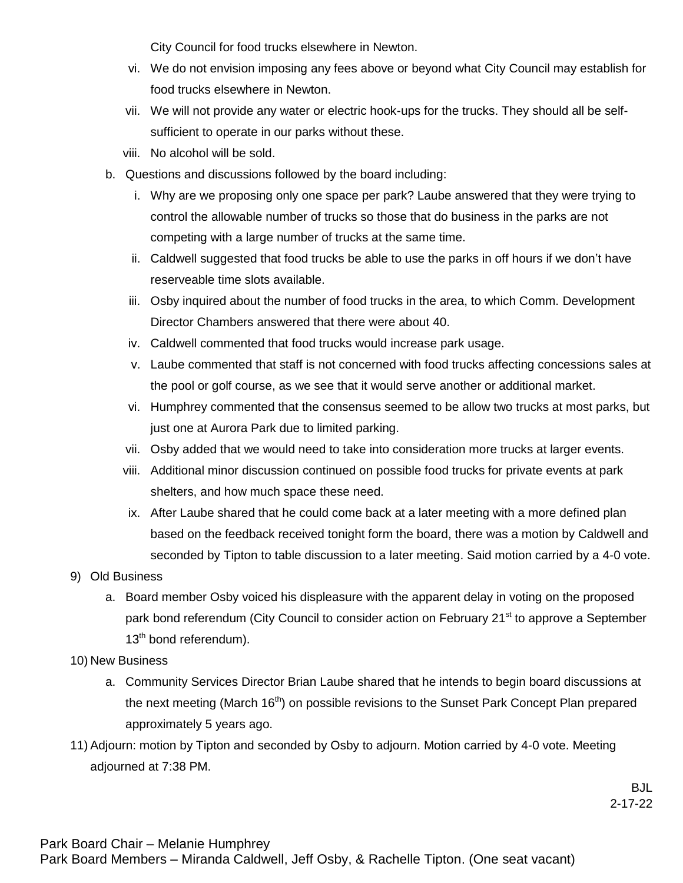City Council for food trucks elsewhere in Newton.

vi. We do not envision imposing any fees above or beyond what City Council may establish for food trucks elsewhere in Newton.

vii. We will not provide any water or electric hook-ups for the trucks. They should all be self-sufficient to operate in our parks without these.

viii. No alcohol will be sold.

b. Questions and discussions followed by the board including:

   i. Why are we proposing only one space per park? Laube answered that they were trying to control the allowable number of trucks so those that do business in the parks are not competing with a large number of trucks at the same time.

   ii. Caldwell suggested that food trucks be able to use the parks in off hours if we don't have reserveable time slots available.

   iii. Osby inquired about the number of food trucks in the area, to which Comm. Development Director Chambers answered that there were about 40.

   iv. Caldwell commented that food trucks would increase park usage.

   v. Laube commented that staff is not concerned with food trucks affecting concessions sales at the pool or golf course, as we see that it would serve another or additional market.

   vi. Humphrey commented that the consensus seemed to be allow two trucks at most parks, but just one at Aurora Park due to limited parking.

   vii. Osby added that we would need to take into consideration more trucks at larger events.

   viii. Additional minor discussion continued on possible food trucks for private events at park shelters, and how much space these need.

   ix. After Laube shared that he could come back at a later meeting with a more defined plan based on the feedback received tonight form the board, there was a motion by Caldwell and seconded by Tipton to table discussion to a later meeting. Said motion carried by a 4-0 vote.

9) Old Business

   a. Board member Osby voiced his displeasure with the apparent delay in voting on the proposed park bond referendum (City Council to consider action on February 21st to approve a September 13th bond referendum).

10) New Business

   a. Community Services Director Brian Laube shared that he intends to begin board discussions at the next meeting (March 16th) on possible revisions to the Sunset Park Concept Plan prepared approximately 5 years ago.

11) Adjourn: motion by Tipton and seconded by Osby to adjourn. Motion carried by 4-0 vote. Meeting adjourned at 7:38 PM.

BJL
2-17-22

Park Board Chair – Melanie Humphrey
Park Board Members – Miranda Caldwell, Jeff Osby, & Rachelle Tipton. (One seat vacant)